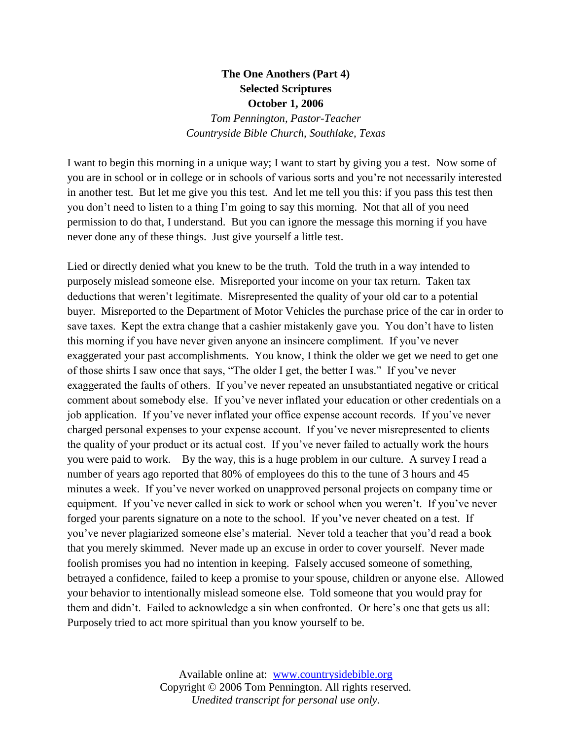**The One Anothers (Part 4)**
**Selected Scriptures**
**October 1, 2006**
*Tom Pennington, Pastor-Teacher*
*Countryside Bible Church, Southlake, Texas*

I want to begin this morning in a unique way; I want to start by giving you a test. Now some of you are in school or in college or in schools of various sorts and you're not necessarily interested in another test. But let me give you this test. And let me tell you this: if you pass this test then you don't need to listen to a thing I'm going to say this morning. Not that all of you need permission to do that, I understand. But you can ignore the message this morning if you have never done any of these things. Just give yourself a little test.

Lied or directly denied what you knew to be the truth. Told the truth in a way intended to purposely mislead someone else. Misreported your income on your tax return. Taken tax deductions that weren't legitimate. Misrepresented the quality of your old car to a potential buyer. Misreported to the Department of Motor Vehicles the purchase price of the car in order to save taxes. Kept the extra change that a cashier mistakenly gave you. You don't have to listen this morning if you have never given anyone an insincere compliment. If you've never exaggerated your past accomplishments. You know, I think the older we get we need to get one of those shirts I saw once that says, "The older I get, the better I was." If you've never exaggerated the faults of others. If you've never repeated an unsubstantiated negative or critical comment about somebody else. If you've never inflated your education or other credentials on a job application. If you've never inflated your office expense account records. If you've never charged personal expenses to your expense account. If you've never misrepresented to clients the quality of your product or its actual cost. If you've never failed to actually work the hours you were paid to work. By the way, this is a huge problem in our culture. A survey I read a number of years ago reported that 80% of employees do this to the tune of 3 hours and 45 minutes a week. If you've never worked on unapproved personal projects on company time or equipment. If you've never called in sick to work or school when you weren't. If you've never forged your parents signature on a note to the school. If you've never cheated on a test. If you've never plagiarized someone else's material. Never told a teacher that you'd read a book that you merely skimmed. Never made up an excuse in order to cover yourself. Never made foolish promises you had no intention in keeping. Falsely accused someone of something, betrayed a confidence, failed to keep a promise to your spouse, children or anyone else. Allowed your behavior to intentionally mislead someone else. Told someone that you would pray for them and didn't. Failed to acknowledge a sin when confronted. Or here's one that gets us all: Purposely tried to act more spiritual than you know yourself to be.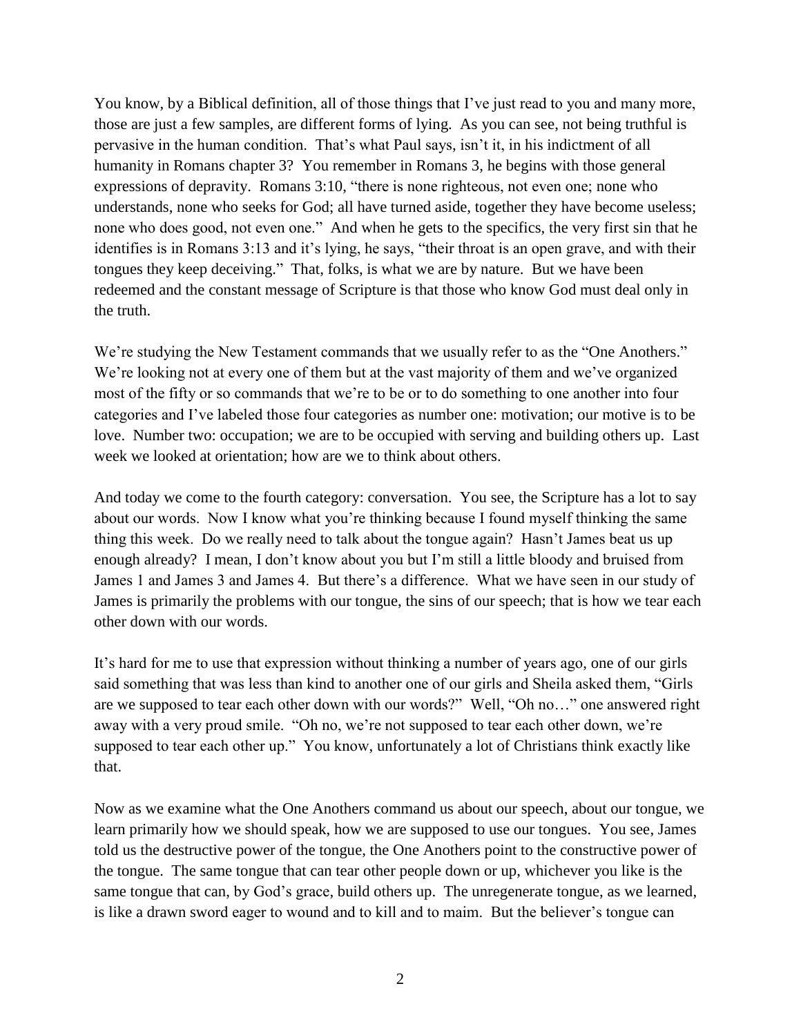You know, by a Biblical definition, all of those things that I've just read to you and many more, those are just a few samples, are different forms of lying. As you can see, not being truthful is pervasive in the human condition. That's what Paul says, isn't it, in his indictment of all humanity in Romans chapter 3? You remember in Romans 3, he begins with those general expressions of depravity. Romans 3:10, "there is none righteous, not even one; none who understands, none who seeks for God; all have turned aside, together they have become useless; none who does good, not even one." And when he gets to the specifics, the very first sin that he identifies is in Romans 3:13 and it's lying, he says, "their throat is an open grave, and with their tongues they keep deceiving." That, folks, is what we are by nature. But we have been redeemed and the constant message of Scripture is that those who know God must deal only in the truth.

We're studying the New Testament commands that we usually refer to as the "One Anothers." We're looking not at every one of them but at the vast majority of them and we've organized most of the fifty or so commands that we're to be or to do something to one another into four categories and I've labeled those four categories as number one: motivation; our motive is to be love. Number two: occupation; we are to be occupied with serving and building others up. Last week we looked at orientation; how are we to think about others.

And today we come to the fourth category: conversation. You see, the Scripture has a lot to say about our words. Now I know what you're thinking because I found myself thinking the same thing this week. Do we really need to talk about the tongue again? Hasn't James beat us up enough already? I mean, I don't know about you but I'm still a little bloody and bruised from James 1 and James 3 and James 4. But there's a difference. What we have seen in our study of James is primarily the problems with our tongue, the sins of our speech; that is how we tear each other down with our words.

It's hard for me to use that expression without thinking a number of years ago, one of our girls said something that was less than kind to another one of our girls and Sheila asked them, "Girls are we supposed to tear each other down with our words?" Well, "Oh no…" one answered right away with a very proud smile. "Oh no, we're not supposed to tear each other down, we're supposed to tear each other up." You know, unfortunately a lot of Christians think exactly like that.

Now as we examine what the One Anothers command us about our speech, about our tongue, we learn primarily how we should speak, how we are supposed to use our tongues. You see, James told us the destructive power of the tongue, the One Anothers point to the constructive power of the tongue. The same tongue that can tear other people down or up, whichever you like is the same tongue that can, by God's grace, build others up. The unregenerate tongue, as we learned, is like a drawn sword eager to wound and to kill and to maim. But the believer's tongue can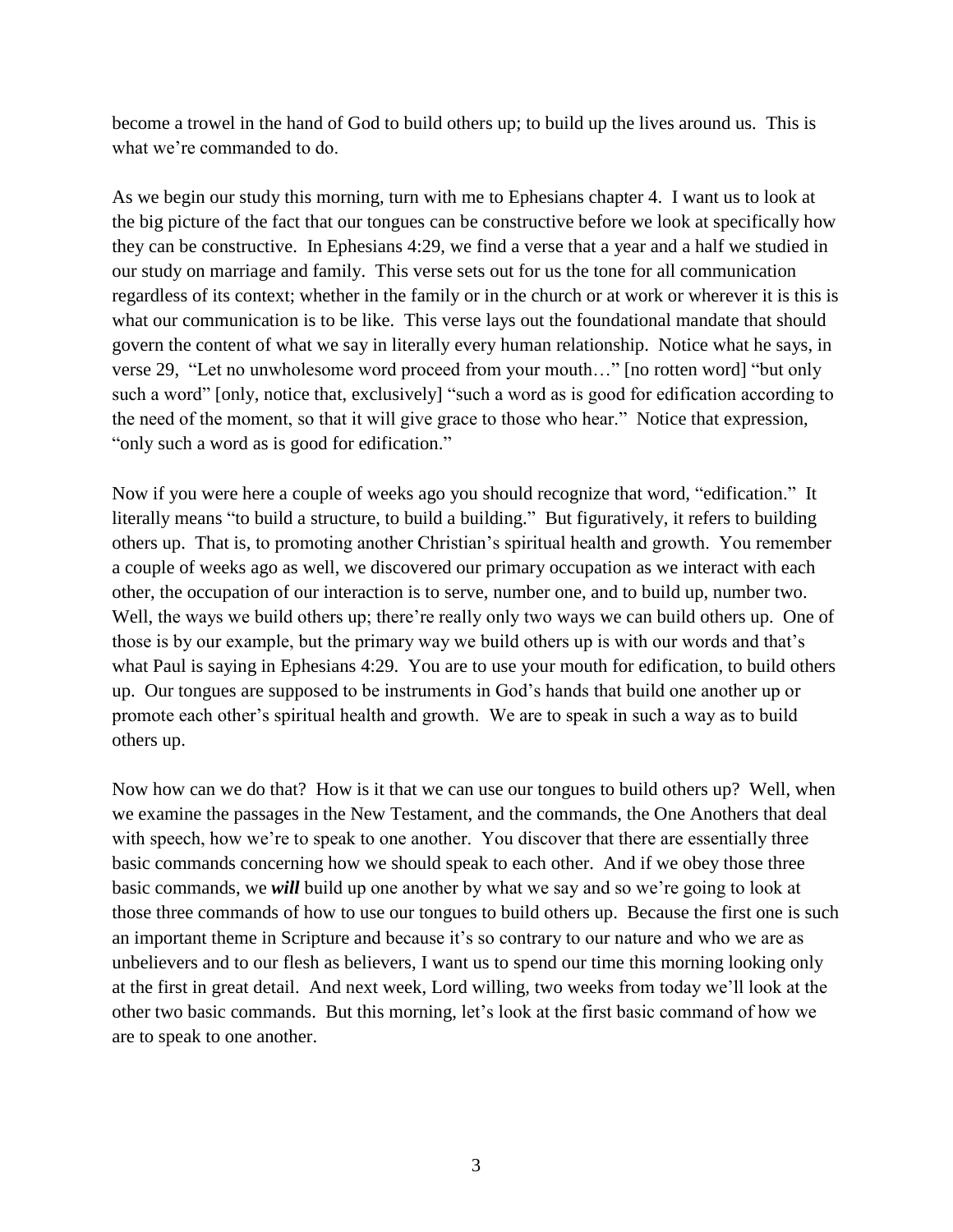become a trowel in the hand of God to build others up; to build up the lives around us. This is what we're commanded to do.

As we begin our study this morning, turn with me to Ephesians chapter 4. I want us to look at the big picture of the fact that our tongues can be constructive before we look at specifically how they can be constructive. In Ephesians 4:29, we find a verse that a year and a half we studied in our study on marriage and family. This verse sets out for us the tone for all communication regardless of its context; whether in the family or in the church or at work or wherever it is this is what our communication is to be like. This verse lays out the foundational mandate that should govern the content of what we say in literally every human relationship. Notice what he says, in verse 29, "Let no unwholesome word proceed from your mouth…" [no rotten word] "but only such a word" [only, notice that, exclusively] "such a word as is good for edification according to the need of the moment, so that it will give grace to those who hear." Notice that expression, "only such a word as is good for edification."

Now if you were here a couple of weeks ago you should recognize that word, "edification." It literally means "to build a structure, to build a building." But figuratively, it refers to building others up. That is, to promoting another Christian's spiritual health and growth. You remember a couple of weeks ago as well, we discovered our primary occupation as we interact with each other, the occupation of our interaction is to serve, number one, and to build up, number two. Well, the ways we build others up; there're really only two ways we can build others up. One of those is by our example, but the primary way we build others up is with our words and that's what Paul is saying in Ephesians 4:29. You are to use your mouth for edification, to build others up. Our tongues are supposed to be instruments in God's hands that build one another up or promote each other's spiritual health and growth. We are to speak in such a way as to build others up.

Now how can we do that? How is it that we can use our tongues to build others up? Well, when we examine the passages in the New Testament, and the commands, the One Anothers that deal with speech, how we're to speak to one another. You discover that there are essentially three basic commands concerning how we should speak to each other. And if we obey those three basic commands, we ***will*** build up one another by what we say and so we're going to look at those three commands of how to use our tongues to build others up. Because the first one is such an important theme in Scripture and because it's so contrary to our nature and who we are as unbelievers and to our flesh as believers, I want us to spend our time this morning looking only at the first in great detail. And next week, Lord willing, two weeks from today we'll look at the other two basic commands. But this morning, let's look at the first basic command of how we are to speak to one another.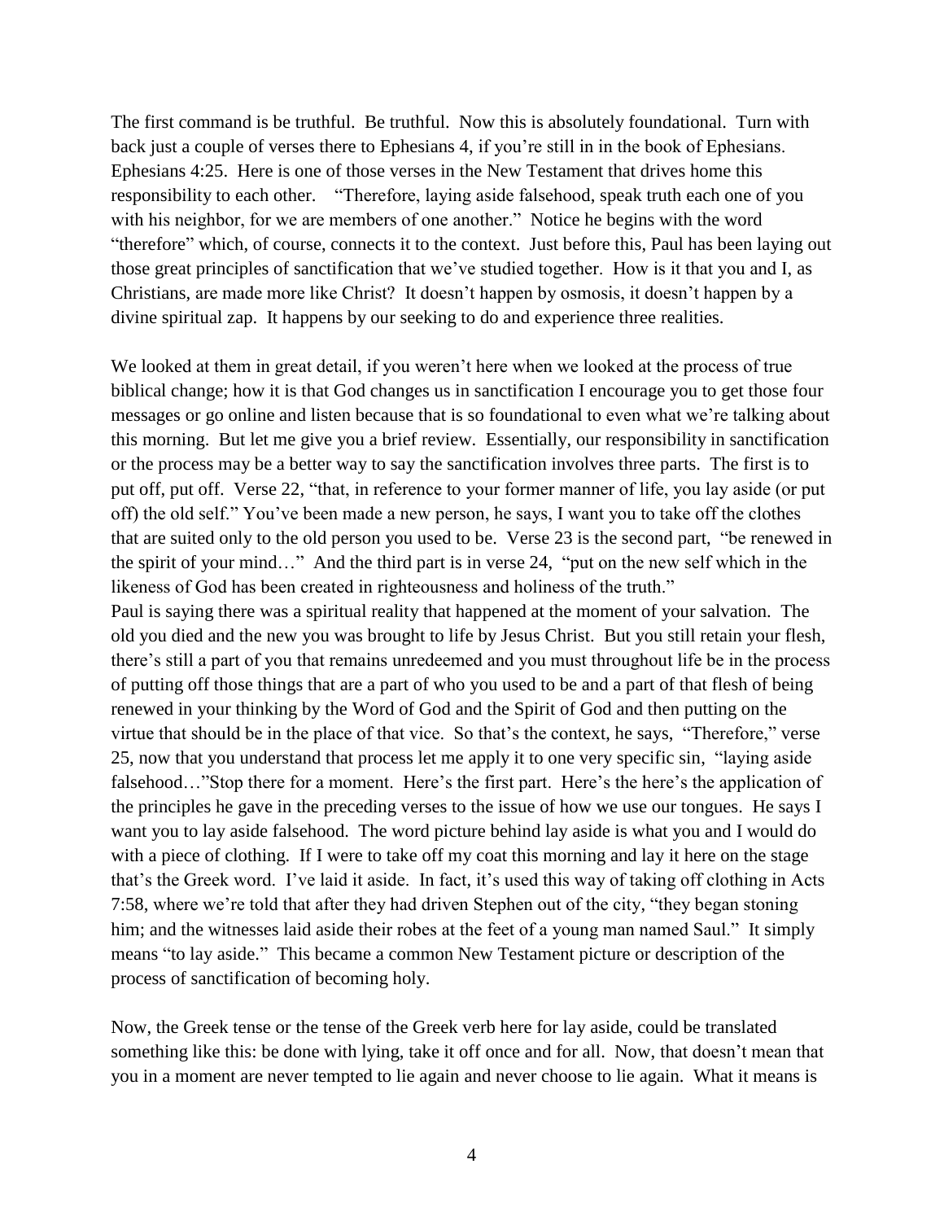The first command is be truthful. Be truthful. Now this is absolutely foundational. Turn with back just a couple of verses there to Ephesians 4, if you're still in in the book of Ephesians. Ephesians 4:25. Here is one of those verses in the New Testament that drives home this responsibility to each other. "Therefore, laying aside falsehood, speak truth each one of you with his neighbor, for we are members of one another." Notice he begins with the word "therefore" which, of course, connects it to the context. Just before this, Paul has been laying out those great principles of sanctification that we've studied together. How is it that you and I, as Christians, are made more like Christ? It doesn't happen by osmosis, it doesn't happen by a divine spiritual zap. It happens by our seeking to do and experience three realities.

We looked at them in great detail, if you weren't here when we looked at the process of true biblical change; how it is that God changes us in sanctification I encourage you to get those four messages or go online and listen because that is so foundational to even what we're talking about this morning. But let me give you a brief review. Essentially, our responsibility in sanctification or the process may be a better way to say the sanctification involves three parts. The first is to put off, put off. Verse 22, "that, in reference to your former manner of life, you lay aside (or put off) the old self." You've been made a new person, he says, I want you to take off the clothes that are suited only to the old person you used to be. Verse 23 is the second part, "be renewed in the spirit of your mind…" And the third part is in verse 24, "put on the new self which in the likeness of God has been created in righteousness and holiness of the truth."

Paul is saying there was a spiritual reality that happened at the moment of your salvation. The old you died and the new you was brought to life by Jesus Christ. But you still retain your flesh, there's still a part of you that remains unredeemed and you must throughout life be in the process of putting off those things that are a part of who you used to be and a part of that flesh of being renewed in your thinking by the Word of God and the Spirit of God and then putting on the virtue that should be in the place of that vice. So that's the context, he says, "Therefore," verse 25, now that you understand that process let me apply it to one very specific sin, "laying aside falsehood…"Stop there for a moment. Here's the first part. Here's the here's the application of the principles he gave in the preceding verses to the issue of how we use our tongues. He says I want you to lay aside falsehood. The word picture behind lay aside is what you and I would do with a piece of clothing. If I were to take off my coat this morning and lay it here on the stage that's the Greek word. I've laid it aside. In fact, it's used this way of taking off clothing in Acts 7:58, where we're told that after they had driven Stephen out of the city, "they began stoning him; and the witnesses laid aside their robes at the feet of a young man named Saul." It simply means "to lay aside." This became a common New Testament picture or description of the process of sanctification of becoming holy.

Now, the Greek tense or the tense of the Greek verb here for lay aside, could be translated something like this: be done with lying, take it off once and for all. Now, that doesn't mean that you in a moment are never tempted to lie again and never choose to lie again. What it means is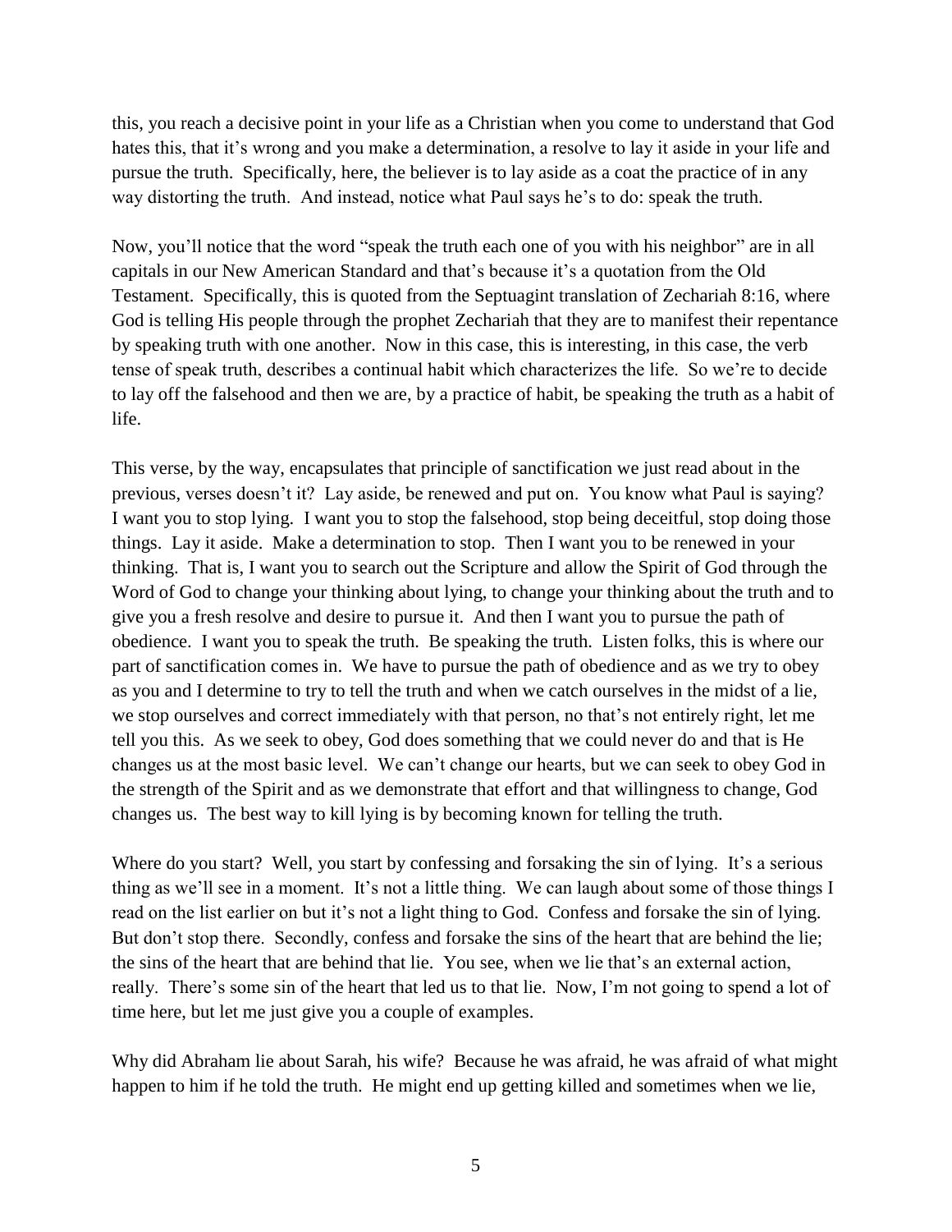this, you reach a decisive point in your life as a Christian when you come to understand that God hates this, that it's wrong and you make a determination, a resolve to lay it aside in your life and pursue the truth. Specifically, here, the believer is to lay aside as a coat the practice of in any way distorting the truth. And instead, notice what Paul says he's to do: speak the truth.

Now, you'll notice that the word "speak the truth each one of you with his neighbor" are in all capitals in our New American Standard and that's because it's a quotation from the Old Testament. Specifically, this is quoted from the Septuagint translation of Zechariah 8:16, where God is telling His people through the prophet Zechariah that they are to manifest their repentance by speaking truth with one another. Now in this case, this is interesting, in this case, the verb tense of speak truth, describes a continual habit which characterizes the life. So we're to decide to lay off the falsehood and then we are, by a practice of habit, be speaking the truth as a habit of life.

This verse, by the way, encapsulates that principle of sanctification we just read about in the previous, verses doesn't it? Lay aside, be renewed and put on. You know what Paul is saying? I want you to stop lying. I want you to stop the falsehood, stop being deceitful, stop doing those things. Lay it aside. Make a determination to stop. Then I want you to be renewed in your thinking. That is, I want you to search out the Scripture and allow the Spirit of God through the Word of God to change your thinking about lying, to change your thinking about the truth and to give you a fresh resolve and desire to pursue it. And then I want you to pursue the path of obedience. I want you to speak the truth. Be speaking the truth. Listen folks, this is where our part of sanctification comes in. We have to pursue the path of obedience and as we try to obey as you and I determine to try to tell the truth and when we catch ourselves in the midst of a lie, we stop ourselves and correct immediately with that person, no that's not entirely right, let me tell you this. As we seek to obey, God does something that we could never do and that is He changes us at the most basic level. We can't change our hearts, but we can seek to obey God in the strength of the Spirit and as we demonstrate that effort and that willingness to change, God changes us. The best way to kill lying is by becoming known for telling the truth.

Where do you start? Well, you start by confessing and forsaking the sin of lying. It's a serious thing as we'll see in a moment. It's not a little thing. We can laugh about some of those things I read on the list earlier on but it's not a light thing to God. Confess and forsake the sin of lying. But don't stop there. Secondly, confess and forsake the sins of the heart that are behind the lie; the sins of the heart that are behind that lie. You see, when we lie that's an external action, really. There's some sin of the heart that led us to that lie. Now, I'm not going to spend a lot of time here, but let me just give you a couple of examples.

Why did Abraham lie about Sarah, his wife? Because he was afraid, he was afraid of what might happen to him if he told the truth. He might end up getting killed and sometimes when we lie,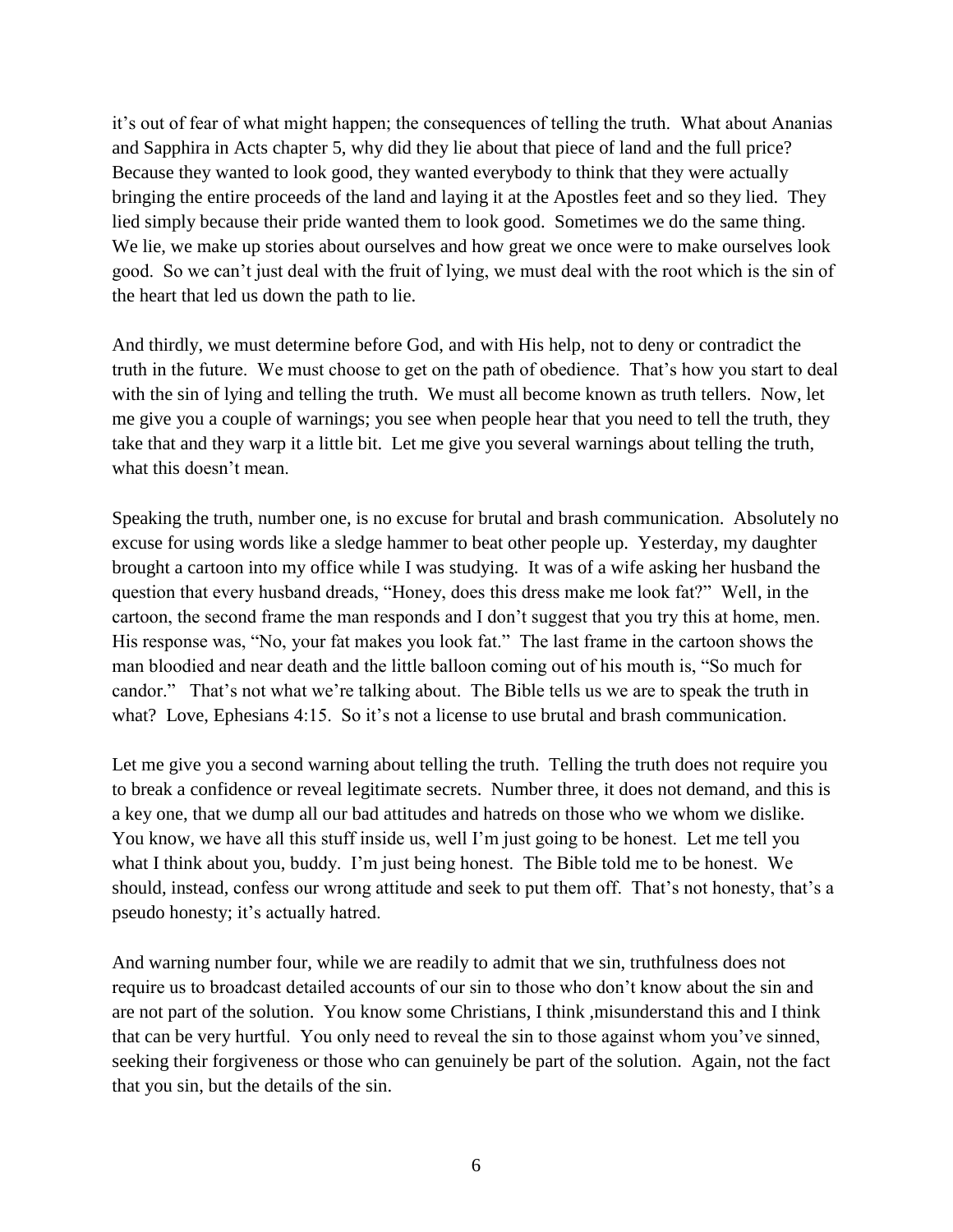it's out of fear of what might happen; the consequences of telling the truth. What about Ananias and Sapphira in Acts chapter 5, why did they lie about that piece of land and the full price? Because they wanted to look good, they wanted everybody to think that they were actually bringing the entire proceeds of the land and laying it at the Apostles feet and so they lied. They lied simply because their pride wanted them to look good. Sometimes we do the same thing. We lie, we make up stories about ourselves and how great we once were to make ourselves look good. So we can't just deal with the fruit of lying, we must deal with the root which is the sin of the heart that led us down the path to lie.

And thirdly, we must determine before God, and with His help, not to deny or contradict the truth in the future. We must choose to get on the path of obedience. That's how you start to deal with the sin of lying and telling the truth. We must all become known as truth tellers. Now, let me give you a couple of warnings; you see when people hear that you need to tell the truth, they take that and they warp it a little bit. Let me give you several warnings about telling the truth, what this doesn't mean.

Speaking the truth, number one, is no excuse for brutal and brash communication. Absolutely no excuse for using words like a sledge hammer to beat other people up. Yesterday, my daughter brought a cartoon into my office while I was studying. It was of a wife asking her husband the question that every husband dreads, "Honey, does this dress make me look fat?" Well, in the cartoon, the second frame the man responds and I don't suggest that you try this at home, men. His response was, "No, your fat makes you look fat." The last frame in the cartoon shows the man bloodied and near death and the little balloon coming out of his mouth is, "So much for candor." That's not what we're talking about. The Bible tells us we are to speak the truth in what? Love, Ephesians 4:15. So it's not a license to use brutal and brash communication.

Let me give you a second warning about telling the truth. Telling the truth does not require you to break a confidence or reveal legitimate secrets. Number three, it does not demand, and this is a key one, that we dump all our bad attitudes and hatreds on those who we whom we dislike. You know, we have all this stuff inside us, well I'm just going to be honest. Let me tell you what I think about you, buddy. I'm just being honest. The Bible told me to be honest. We should, instead, confess our wrong attitude and seek to put them off. That's not honesty, that's a pseudo honesty; it's actually hatred.

And warning number four, while we are readily to admit that we sin, truthfulness does not require us to broadcast detailed accounts of our sin to those who don't know about the sin and are not part of the solution. You know some Christians, I think ,misunderstand this and I think that can be very hurtful. You only need to reveal the sin to those against whom you've sinned, seeking their forgiveness or those who can genuinely be part of the solution. Again, not the fact that you sin, but the details of the sin.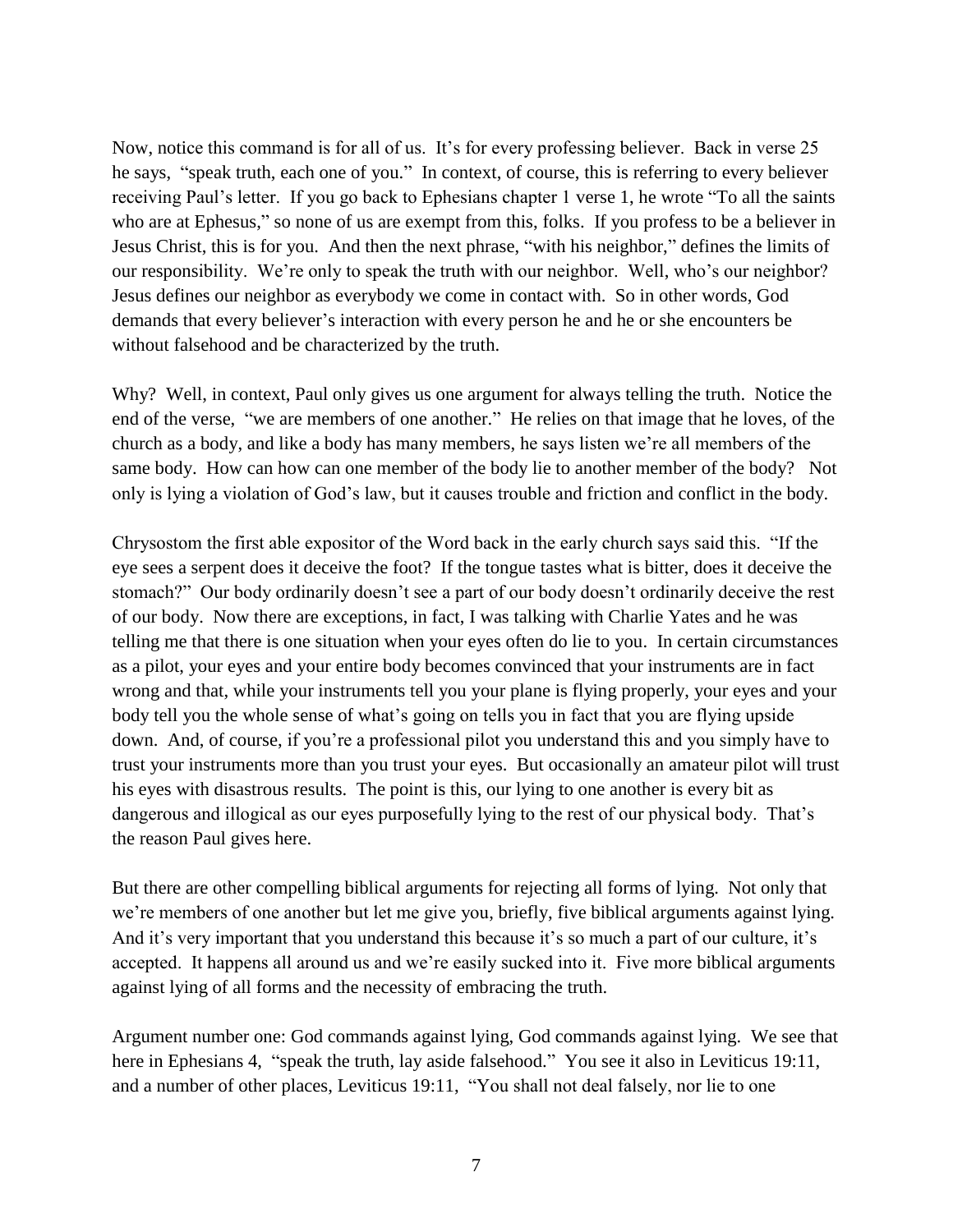Now, notice this command is for all of us. It's for every professing believer. Back in verse 25 he says, "speak truth, each one of you." In context, of course, this is referring to every believer receiving Paul's letter. If you go back to Ephesians chapter 1 verse 1, he wrote "To all the saints who are at Ephesus," so none of us are exempt from this, folks. If you profess to be a believer in Jesus Christ, this is for you. And then the next phrase, "with his neighbor," defines the limits of our responsibility. We're only to speak the truth with our neighbor. Well, who's our neighbor? Jesus defines our neighbor as everybody we come in contact with. So in other words, God demands that every believer's interaction with every person he and he or she encounters be without falsehood and be characterized by the truth.

Why? Well, in context, Paul only gives us one argument for always telling the truth. Notice the end of the verse, "we are members of one another." He relies on that image that he loves, of the church as a body, and like a body has many members, he says listen we're all members of the same body. How can how can one member of the body lie to another member of the body? Not only is lying a violation of God's law, but it causes trouble and friction and conflict in the body.

Chrysostom the first able expositor of the Word back in the early church says said this. "If the eye sees a serpent does it deceive the foot? If the tongue tastes what is bitter, does it deceive the stomach?" Our body ordinarily doesn't see a part of our body doesn't ordinarily deceive the rest of our body. Now there are exceptions, in fact, I was talking with Charlie Yates and he was telling me that there is one situation when your eyes often do lie to you. In certain circumstances as a pilot, your eyes and your entire body becomes convinced that your instruments are in fact wrong and that, while your instruments tell you your plane is flying properly, your eyes and your body tell you the whole sense of what's going on tells you in fact that you are flying upside down. And, of course, if you're a professional pilot you understand this and you simply have to trust your instruments more than you trust your eyes. But occasionally an amateur pilot will trust his eyes with disastrous results. The point is this, our lying to one another is every bit as dangerous and illogical as our eyes purposefully lying to the rest of our physical body. That's the reason Paul gives here.

But there are other compelling biblical arguments for rejecting all forms of lying. Not only that we're members of one another but let me give you, briefly, five biblical arguments against lying. And it's very important that you understand this because it's so much a part of our culture, it's accepted. It happens all around us and we're easily sucked into it. Five more biblical arguments against lying of all forms and the necessity of embracing the truth.

Argument number one: God commands against lying, God commands against lying. We see that here in Ephesians 4, "speak the truth, lay aside falsehood." You see it also in Leviticus 19:11, and a number of other places, Leviticus 19:11, "You shall not deal falsely, nor lie to one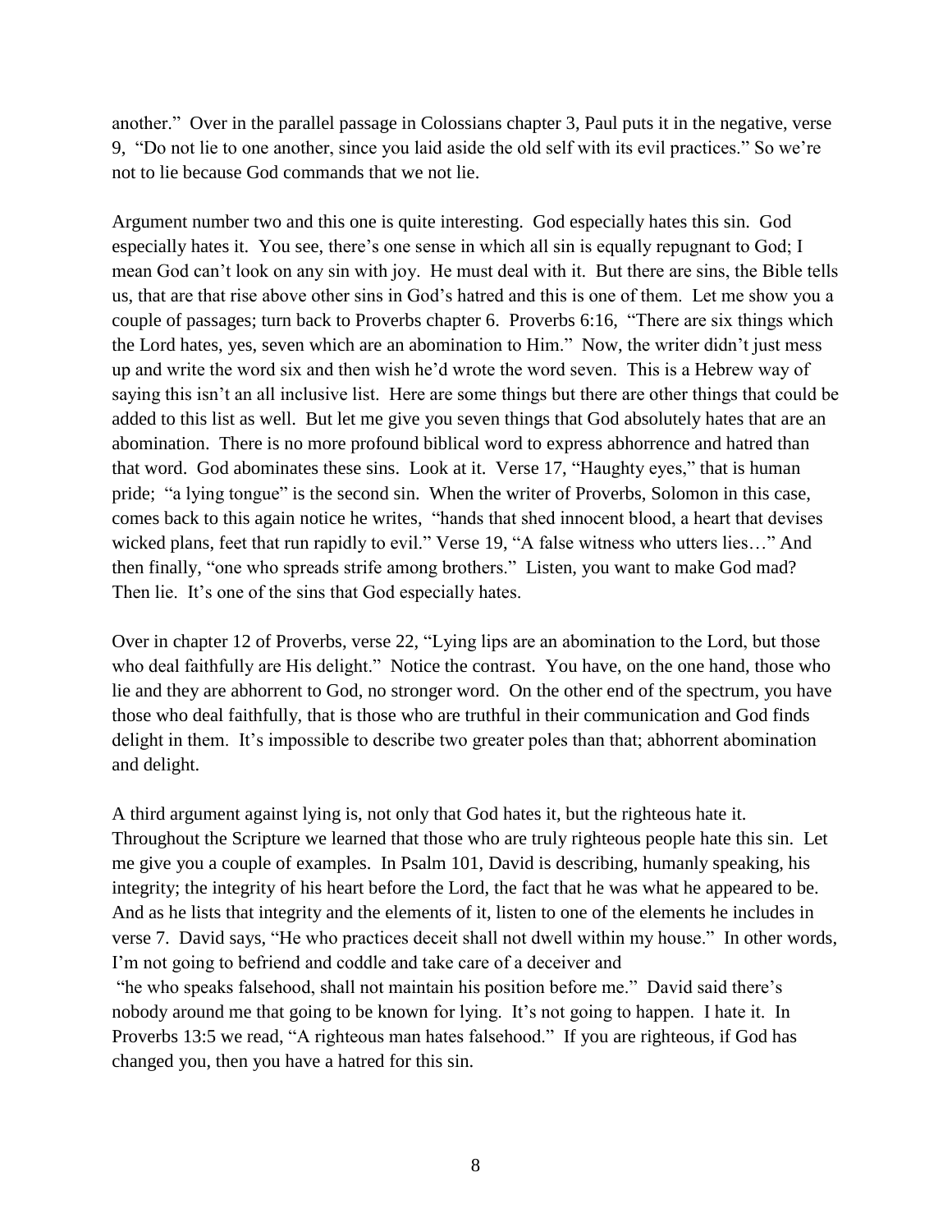another." Over in the parallel passage in Colossians chapter 3, Paul puts it in the negative, verse 9, "Do not lie to one another, since you laid aside the old self with its evil practices." So we're not to lie because God commands that we not lie.

Argument number two and this one is quite interesting. God especially hates this sin. God especially hates it. You see, there's one sense in which all sin is equally repugnant to God; I mean God can't look on any sin with joy. He must deal with it. But there are sins, the Bible tells us, that are that rise above other sins in God's hatred and this is one of them. Let me show you a couple of passages; turn back to Proverbs chapter 6. Proverbs 6:16, "There are six things which the Lord hates, yes, seven which are an abomination to Him." Now, the writer didn't just mess up and write the word six and then wish he'd wrote the word seven. This is a Hebrew way of saying this isn't an all inclusive list. Here are some things but there are other things that could be added to this list as well. But let me give you seven things that God absolutely hates that are an abomination. There is no more profound biblical word to express abhorrence and hatred than that word. God abominates these sins. Look at it. Verse 17, "Haughty eyes," that is human pride; "a lying tongue" is the second sin. When the writer of Proverbs, Solomon in this case, comes back to this again notice he writes, "hands that shed innocent blood, a heart that devises wicked plans, feet that run rapidly to evil." Verse 19, "A false witness who utters lies…" And then finally, "one who spreads strife among brothers." Listen, you want to make God mad? Then lie. It's one of the sins that God especially hates.

Over in chapter 12 of Proverbs, verse 22, "Lying lips are an abomination to the Lord, but those who deal faithfully are His delight." Notice the contrast. You have, on the one hand, those who lie and they are abhorrent to God, no stronger word. On the other end of the spectrum, you have those who deal faithfully, that is those who are truthful in their communication and God finds delight in them. It's impossible to describe two greater poles than that; abhorrent abomination and delight.

A third argument against lying is, not only that God hates it, but the righteous hate it. Throughout the Scripture we learned that those who are truly righteous people hate this sin. Let me give you a couple of examples. In Psalm 101, David is describing, humanly speaking, his integrity; the integrity of his heart before the Lord, the fact that he was what he appeared to be. And as he lists that integrity and the elements of it, listen to one of the elements he includes in verse 7. David says, "He who practices deceit shall not dwell within my house." In other words, I'm not going to befriend and coddle and take care of a deceiver and "he who speaks falsehood, shall not maintain his position before me." David said there's nobody around me that going to be known for lying. It's not going to happen. I hate it. In Proverbs 13:5 we read, "A righteous man hates falsehood." If you are righteous, if God has changed you, then you have a hatred for this sin.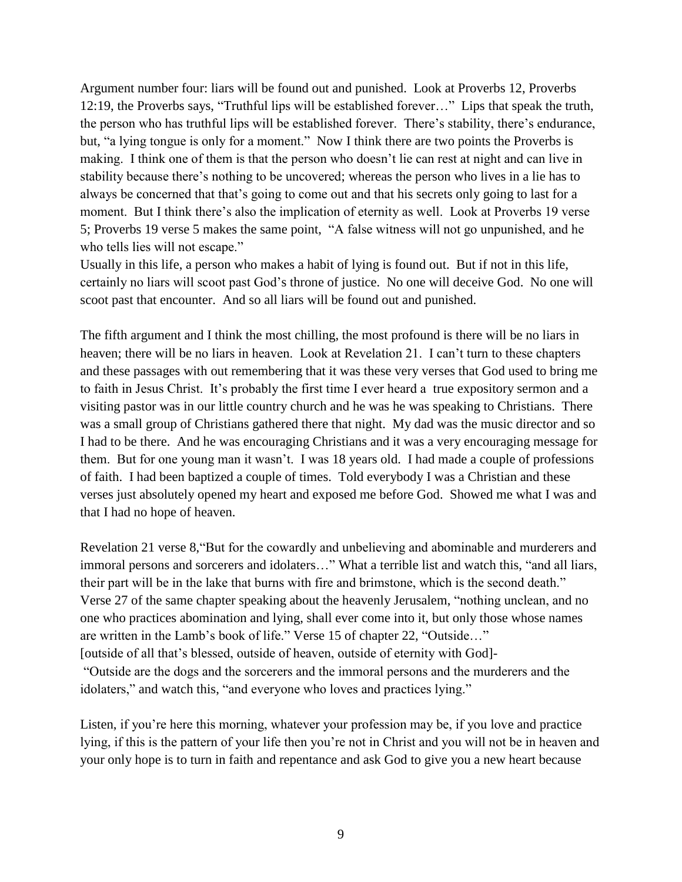Argument number four: liars will be found out and punished. Look at Proverbs 12, Proverbs 12:19, the Proverbs says, "Truthful lips will be established forever…" Lips that speak the truth, the person who has truthful lips will be established forever. There's stability, there's endurance, but, "a lying tongue is only for a moment." Now I think there are two points the Proverbs is making. I think one of them is that the person who doesn't lie can rest at night and can live in stability because there's nothing to be uncovered; whereas the person who lives in a lie has to always be concerned that that's going to come out and that his secrets only going to last for a moment. But I think there's also the implication of eternity as well. Look at Proverbs 19 verse 5; Proverbs 19 verse 5 makes the same point, "A false witness will not go unpunished, and he who tells lies will not escape."
Usually in this life, a person who makes a habit of lying is found out. But if not in this life, certainly no liars will scoot past God's throne of justice. No one will deceive God. No one will scoot past that encounter. And so all liars will be found out and punished.

The fifth argument and I think the most chilling, the most profound is there will be no liars in heaven; there will be no liars in heaven. Look at Revelation 21. I can't turn to these chapters and these passages with out remembering that it was these very verses that God used to bring me to faith in Jesus Christ. It's probably the first time I ever heard a true expository sermon and a visiting pastor was in our little country church and he was he was speaking to Christians. There was a small group of Christians gathered there that night. My dad was the music director and so I had to be there. And he was encouraging Christians and it was a very encouraging message for them. But for one young man it wasn't. I was 18 years old. I had made a couple of professions of faith. I had been baptized a couple of times. Told everybody I was a Christian and these verses just absolutely opened my heart and exposed me before God. Showed me what I was and that I had no hope of heaven.

Revelation 21 verse 8,"But for the cowardly and unbelieving and abominable and murderers and immoral persons and sorcerers and idolaters…" What a terrible list and watch this, "and all liars, their part will be in the lake that burns with fire and brimstone, which is the second death." Verse 27 of the same chapter speaking about the heavenly Jerusalem, "nothing unclean, and no one who practices abomination and lying, shall ever come into it, but only those whose names are written in the Lamb's book of life." Verse 15 of chapter 22, "Outside…"
[outside of all that's blessed, outside of heaven, outside of eternity with God]-
"Outside are the dogs and the sorcerers and the immoral persons and the murderers and the idolaters," and watch this, "and everyone who loves and practices lying."

Listen, if you're here this morning, whatever your profession may be, if you love and practice lying, if this is the pattern of your life then you're not in Christ and you will not be in heaven and your only hope is to turn in faith and repentance and ask God to give you a new heart because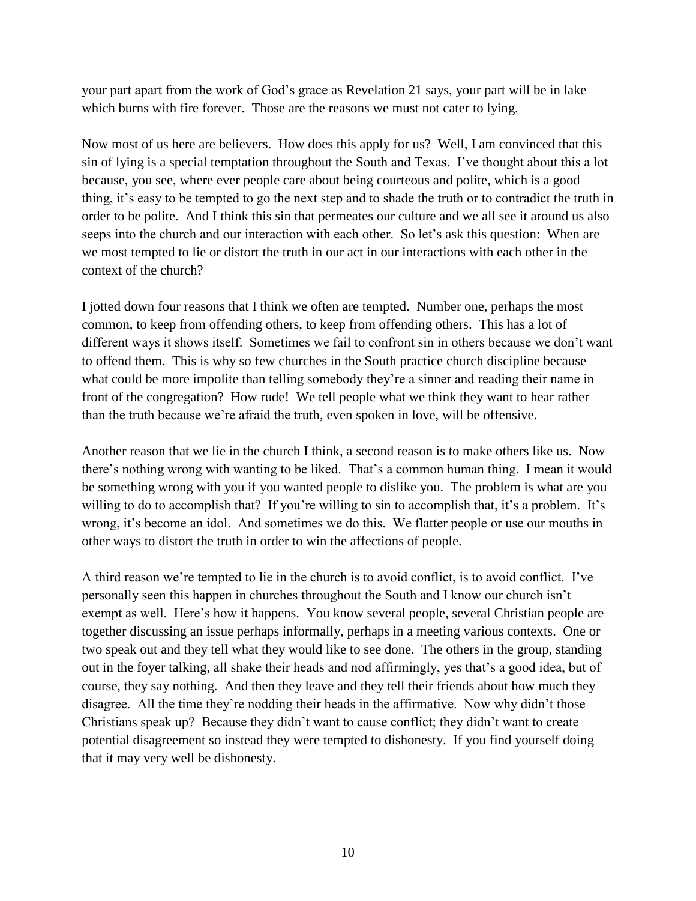your part apart from the work of God's grace as Revelation 21 says, your part will be in lake which burns with fire forever. Those are the reasons we must not cater to lying.

Now most of us here are believers. How does this apply for us? Well, I am convinced that this sin of lying is a special temptation throughout the South and Texas. I've thought about this a lot because, you see, where ever people care about being courteous and polite, which is a good thing, it's easy to be tempted to go the next step and to shade the truth or to contradict the truth in order to be polite. And I think this sin that permeates our culture and we all see it around us also seeps into the church and our interaction with each other. So let's ask this question: When are we most tempted to lie or distort the truth in our act in our interactions with each other in the context of the church?

I jotted down four reasons that I think we often are tempted. Number one, perhaps the most common, to keep from offending others, to keep from offending others. This has a lot of different ways it shows itself. Sometimes we fail to confront sin in others because we don't want to offend them. This is why so few churches in the South practice church discipline because what could be more impolite than telling somebody they're a sinner and reading their name in front of the congregation? How rude! We tell people what we think they want to hear rather than the truth because we're afraid the truth, even spoken in love, will be offensive.

Another reason that we lie in the church I think, a second reason is to make others like us. Now there's nothing wrong with wanting to be liked. That's a common human thing. I mean it would be something wrong with you if you wanted people to dislike you. The problem is what are you willing to do to accomplish that? If you're willing to sin to accomplish that, it's a problem. It's wrong, it's become an idol. And sometimes we do this. We flatter people or use our mouths in other ways to distort the truth in order to win the affections of people.

A third reason we're tempted to lie in the church is to avoid conflict, is to avoid conflict. I've personally seen this happen in churches throughout the South and I know our church isn't exempt as well. Here's how it happens. You know several people, several Christian people are together discussing an issue perhaps informally, perhaps in a meeting various contexts. One or two speak out and they tell what they would like to see done. The others in the group, standing out in the foyer talking, all shake their heads and nod affirmingly, yes that's a good idea, but of course, they say nothing. And then they leave and they tell their friends about how much they disagree. All the time they're nodding their heads in the affirmative. Now why didn't those Christians speak up? Because they didn't want to cause conflict; they didn't want to create potential disagreement so instead they were tempted to dishonesty. If you find yourself doing that it may very well be dishonesty.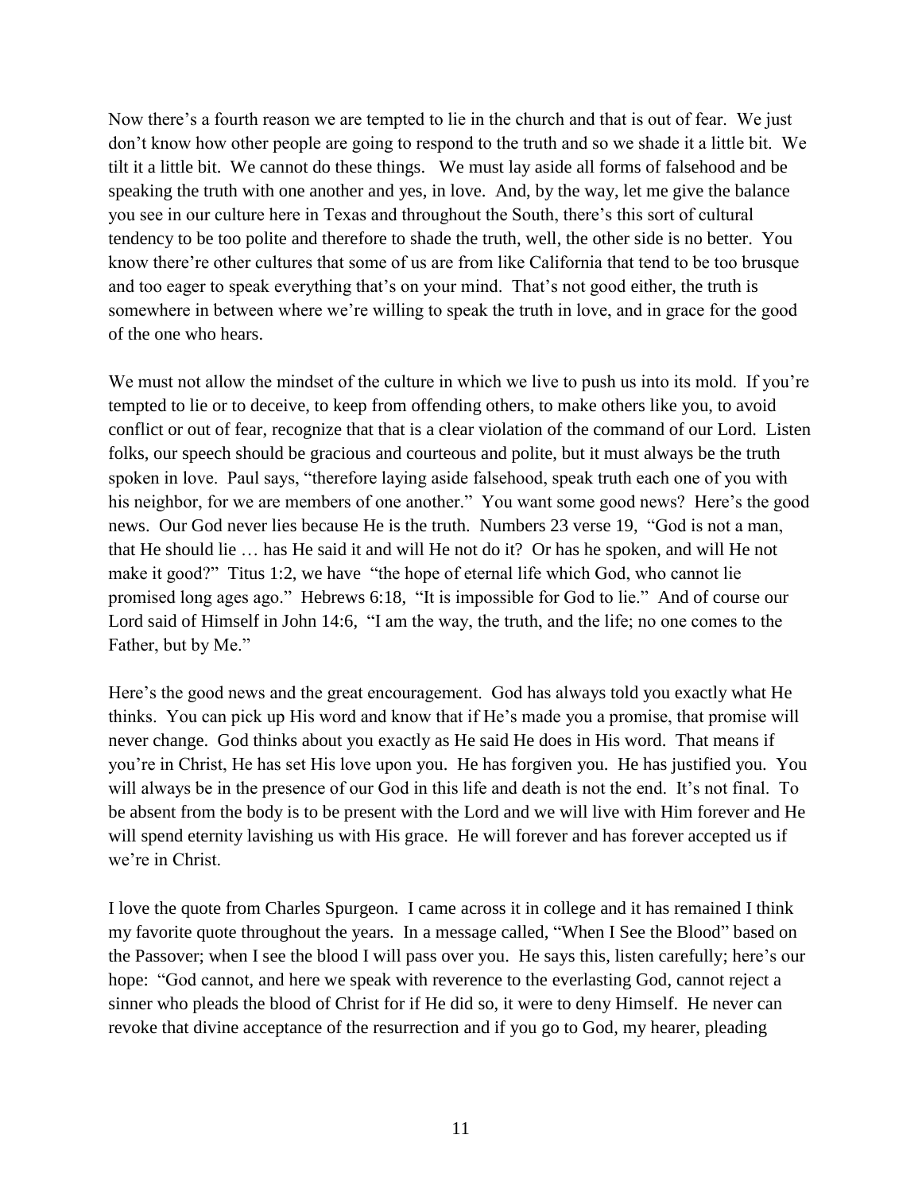Now there's a fourth reason we are tempted to lie in the church and that is out of fear. We just don't know how other people are going to respond to the truth and so we shade it a little bit. We tilt it a little bit. We cannot do these things. We must lay aside all forms of falsehood and be speaking the truth with one another and yes, in love. And, by the way, let me give the balance you see in our culture here in Texas and throughout the South, there's this sort of cultural tendency to be too polite and therefore to shade the truth, well, the other side is no better. You know there're other cultures that some of us are from like California that tend to be too brusque and too eager to speak everything that's on your mind. That's not good either, the truth is somewhere in between where we're willing to speak the truth in love, and in grace for the good of the one who hears.

We must not allow the mindset of the culture in which we live to push us into its mold. If you're tempted to lie or to deceive, to keep from offending others, to make others like you, to avoid conflict or out of fear, recognize that that is a clear violation of the command of our Lord. Listen folks, our speech should be gracious and courteous and polite, but it must always be the truth spoken in love. Paul says, "therefore laying aside falsehood, speak truth each one of you with his neighbor, for we are members of one another." You want some good news? Here's the good news. Our God never lies because He is the truth. Numbers 23 verse 19, "God is not a man, that He should lie … has He said it and will He not do it? Or has he spoken, and will He not make it good?" Titus 1:2, we have "the hope of eternal life which God, who cannot lie promised long ages ago." Hebrews 6:18, "It is impossible for God to lie." And of course our Lord said of Himself in John 14:6, "I am the way, the truth, and the life; no one comes to the Father, but by Me."

Here's the good news and the great encouragement. God has always told you exactly what He thinks. You can pick up His word and know that if He's made you a promise, that promise will never change. God thinks about you exactly as He said He does in His word. That means if you're in Christ, He has set His love upon you. He has forgiven you. He has justified you. You will always be in the presence of our God in this life and death is not the end. It's not final. To be absent from the body is to be present with the Lord and we will live with Him forever and He will spend eternity lavishing us with His grace. He will forever and has forever accepted us if we're in Christ.

I love the quote from Charles Spurgeon. I came across it in college and it has remained I think my favorite quote throughout the years. In a message called, "When I See the Blood" based on the Passover; when I see the blood I will pass over you. He says this, listen carefully; here's our hope: "God cannot, and here we speak with reverence to the everlasting God, cannot reject a sinner who pleads the blood of Christ for if He did so, it were to deny Himself. He never can revoke that divine acceptance of the resurrection and if you go to God, my hearer, pleading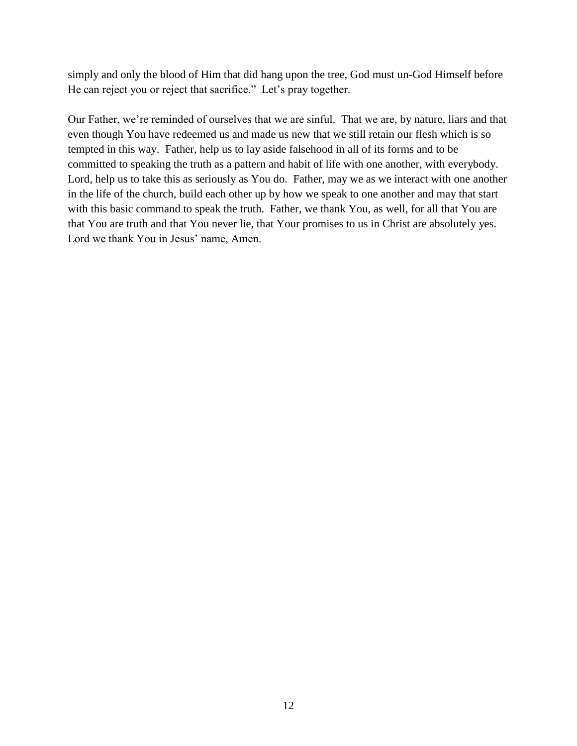simply and only the blood of Him that did hang upon the tree, God must un-God Himself before He can reject you or reject that sacrifice." Let's pray together.

Our Father, we're reminded of ourselves that we are sinful. That we are, by nature, liars and that even though You have redeemed us and made us new that we still retain our flesh which is so tempted in this way. Father, help us to lay aside falsehood in all of its forms and to be committed to speaking the truth as a pattern and habit of life with one another, with everybody. Lord, help us to take this as seriously as You do. Father, may we as we interact with one another in the life of the church, build each other up by how we speak to one another and may that start with this basic command to speak the truth. Father, we thank You, as well, for all that You are that You are truth and that You never lie, that Your promises to us in Christ are absolutely yes. Lord we thank You in Jesus' name, Amen.